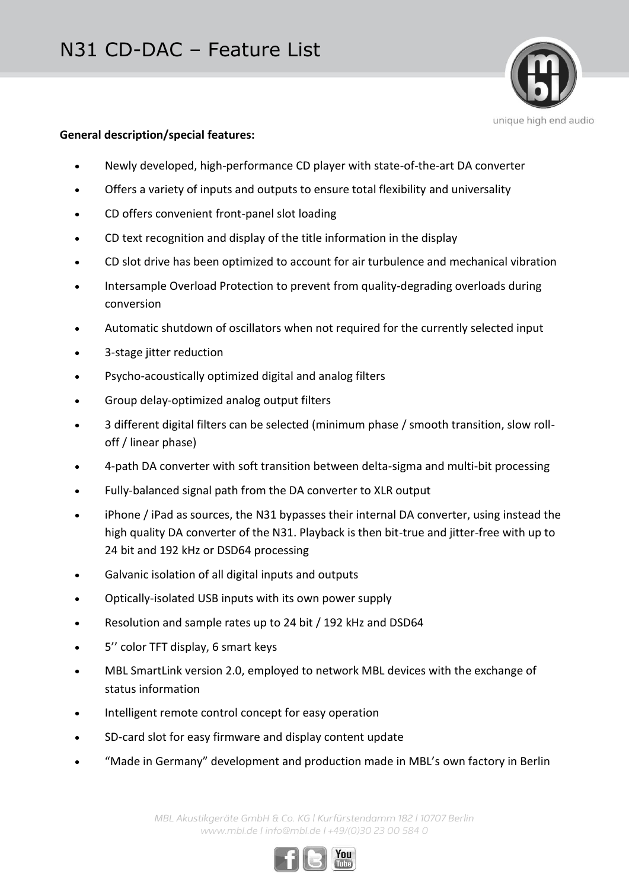# N31 CD-DAC – Feature List

unique high end audio

**General description/special features:**

- Newly developed, high-performance CD player with state-of-the-art DA converter
- Offers a variety of inputs and outputs to ensure total flexibility and universality
- CD offers convenient front-panel slot loading
- CD text recognition and display of the title information in the display
- CD slot drive has been optimized to account for air turbulence and mechanical vibration
- Intersample Overload Protection to prevent from quality-degrading overloads during conversion
- Automatic shutdown of oscillators when not required for the currently selected input
- 3-stage jitter reduction
- Psycho-acoustically optimized digital and analog filters
- Group delay-optimized analog output filters
- 3 different digital filters can be selected (minimum phase / smooth transition, slow roll-off / linear phase)
- 4-path DA converter with soft transition between delta-sigma and multi-bit processing
- Fully-balanced signal path from the DA converter to XLR output
- iPhone / iPad as sources, the N31 bypasses their internal DA converter, using instead the high quality DA converter of the N31. Playback is then bit-true and jitter-free with up to 24 bit and 192 kHz or DSD64 processing
- Galvanic isolation of all digital inputs and outputs
- Optically-isolated USB inputs with its own power supply
- Resolution and sample rates up to 24 bit / 192 kHz and DSD64
- 5'' color TFT display, 6 smart keys
- MBL SmartLink version 2.0, employed to network MBL devices with the exchange of status information
- Intelligent remote control concept for easy operation
- SD-card slot for easy firmware and display content update
- "Made in Germany" development and production made in MBL's own factory in Berlin

*MBL Akustikgeräte GmbH & Co. KG | Kurfürstendamm 182 | 10707 Berlin*
*www.mbl.de | info@mbl.de | +49/(0)30 23 00 584 0*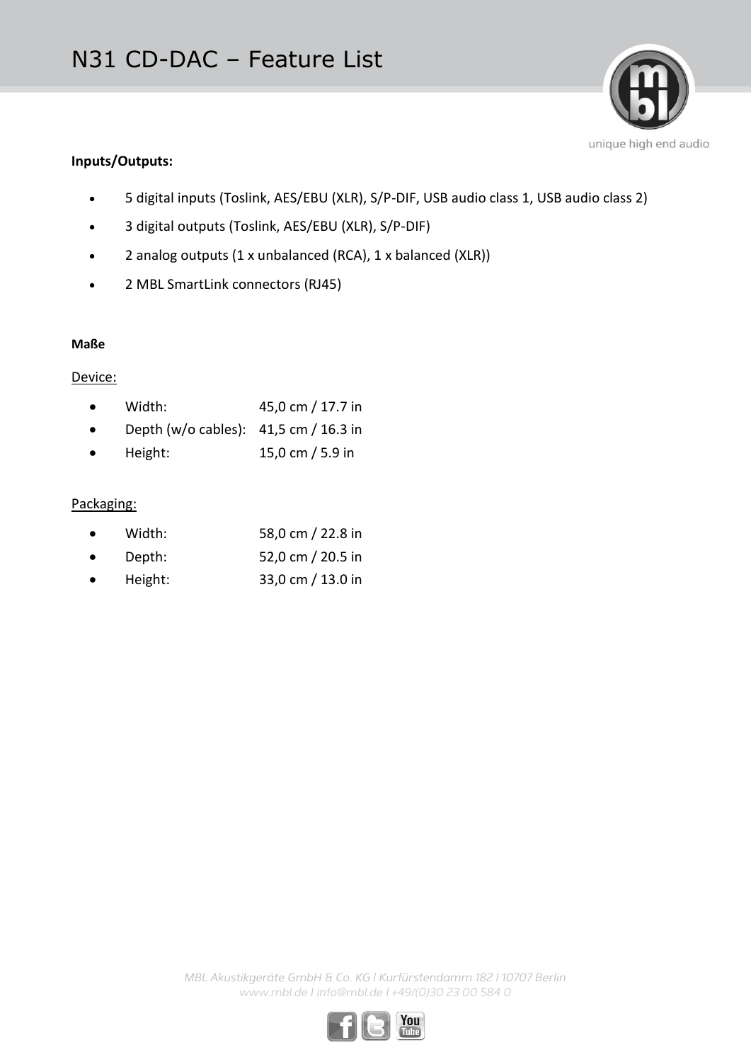# N31 CD-DAC – Feature List

**Inputs/Outputs:**

- 5 digital inputs (Toslink, AES/EBU (XLR), S/P-DIF, USB audio class 1, USB audio class 2)
- 3 digital outputs (Toslink, AES/EBU (XLR), S/P-DIF)
- 2 analog outputs (1 x unbalanced (RCA), 1 x balanced (XLR))
- 2 MBL SmartLink connectors (RJ45)

**Maße**

Device:

- Width: 45,0 cm / 17.7 in
- Depth (w/o cables): 41,5 cm / 16.3 in
- Height: 15,0 cm / 5.9 in

Packaging:

- Width: 58,0 cm / 22.8 in
- Depth: 52,0 cm / 20.5 in
- Height: 33,0 cm / 13.0 in